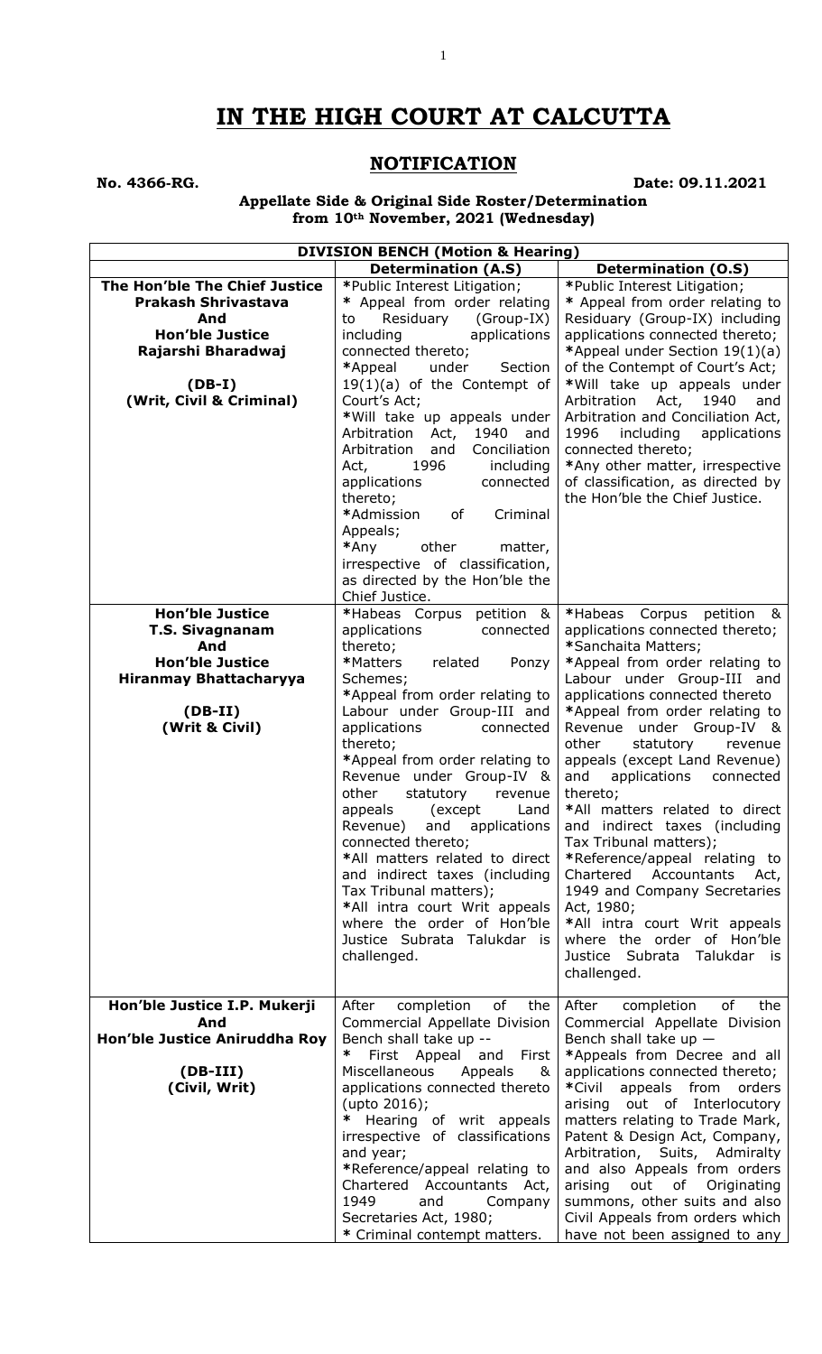# IN THE HIGH COURT AT CALCUTTA

## NOTIFICATION

**No. 4366-RG.** **Date: 09.11.2021**

**Appellate Side & Original Side Roster/Determination from 10th November, 2021 (Wednesday)**

| **DIVISION BENCH (Motion & Hearing)** | | |
|---|---|---|
| | **Determination (A.S)** | **Determination (O.S)** |
| **The Hon'ble The Chief Justice Prakash Shrivastava And Hon'ble Justice Rajarshi Bharadwaj**<br><br>**(DB-I)**<br>**(Writ, Civil & Criminal)** | *Public Interest Litigation;<br>* Appeal from order relating to Residuary (Group-IX) including applications connected thereto;<br>*Appeal under Section 19(1)(a) of the Contempt of Court's Act;<br>*Will take up appeals under Arbitration Act, 1940 and Arbitration and Conciliation Act, 1996 including applications connected thereto;<br>*Admission of Criminal Appeals;<br>*Any other matter, irrespective of classification, as directed by the Hon'ble the Chief Justice. | *Public Interest Litigation;<br>* Appeal from order relating to Residuary (Group-IX) including applications connected thereto;<br>*Appeal under Section 19(1)(a) of the Contempt of Court's Act;<br>*Will take up appeals under Arbitration Act, 1940 and Arbitration and Conciliation Act, 1996 including applications connected thereto;<br>*Any other matter, irrespective of classification, as directed by the Hon'ble the Chief Justice. |
| **Hon'ble Justice T.S. Sivagnanam And Hon'ble Justice Hiranmay Bhattacharyya**<br><br>**(DB-II)**<br>**(Writ & Civil)** | *Habeas Corpus petition & applications connected thereto;<br>*Matters related Ponzy Schemes;<br>*Appeal from order relating to Labour under Group-III and applications connected thereto;<br>*Appeal from order relating to Revenue under Group-IV & other statutory revenue appeals (except Land Revenue) and applications connected thereto;<br>*All matters related to direct and indirect taxes (including Tax Tribunal matters);<br>*All intra court Writ appeals where the order of Hon'ble Justice Subrata Talukdar is challenged. | *Habeas Corpus petition & applications connected thereto;<br>*Sanchaita Matters;<br>*Appeal from order relating to Labour under Group-III and applications connected thereto<br>*Appeal from order relating to Revenue under Group-IV & other statutory revenue appeals (except Land Revenue) and applications connected thereto;<br>*All matters related to direct and indirect taxes (including Tax Tribunal matters);<br>*Reference/appeal relating to Chartered Accountants Act, 1949 and Company Secretaries Act, 1980;<br>*All intra court Writ appeals where the order of Hon'ble Justice Subrata Talukdar is challenged. |
| **Hon'ble Justice I.P. Mukerji And Hon'ble Justice Aniruddha Roy**<br><br>**(DB-III)**<br>**(Civil, Writ)** | After completion of the Commercial Appellate Division Bench shall take up --<br>* First Appeal and First Miscellaneous Appeals & applications connected thereto (upto 2016);<br>* Hearing of writ appeals irrespective of classifications and year;<br>*Reference/appeal relating to Chartered Accountants Act, 1949 and Company Secretaries Act, 1980;<br>* Criminal contempt matters. | After completion of the Commercial Appellate Division Bench shall take up —<br>*Appeals from Decree and all applications connected thereto;<br>*Civil appeals from orders arising out of Interlocutory matters relating to Trade Mark, Patent & Design Act, Company, Arbitration, Suits, Admiralty and also Appeals from orders arising out of Originating summons, other suits and also Civil Appeals from orders which have not been assigned to any |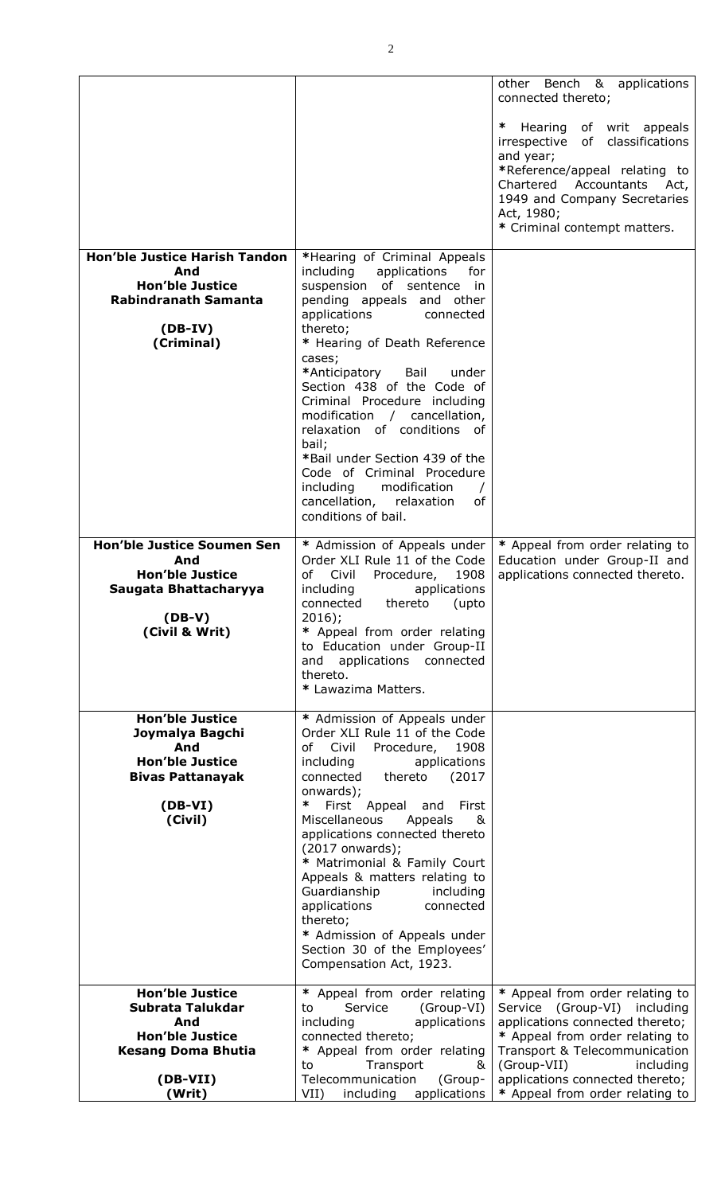| | | |
|---|---|---|
| | | other Bench & applications connected thereto;<br><br>* Hearing of writ appeals irrespective of classifications and year;<br>*Reference/appeal relating to Chartered Accountants Act, 1949 and Company Secretaries Act, 1980;<br>* Criminal contempt matters. |
| **Hon'ble Justice Harish Tandon And Hon'ble Justice Rabindranath Samanta**<br><br>**(DB-IV)**<br>**(Criminal)** | *Hearing of Criminal Appeals including applications for suspension of sentence in pending appeals and other applications connected thereto;<br>* Hearing of Death Reference cases;<br>*Anticipatory Bail under Section 438 of the Code of Criminal Procedure including modification / cancellation, relaxation of conditions of bail;<br>*Bail under Section 439 of the Code of Criminal Procedure including modification / cancellation, relaxation of conditions of bail. | |
| **Hon'ble Justice Soumen Sen And Hon'ble Justice Saugata Bhattacharyya**<br><br>**(DB-V)**<br>**(Civil & Writ)** | * Admission of Appeals under Order XLI Rule 11 of the Code of Civil Procedure, 1908 including applications connected thereto (upto 2016);<br>* Appeal from order relating to Education under Group-II and applications connected thereto.<br>* Lawazima Matters. | * Appeal from order relating to Education under Group-II and applications connected thereto. |
| **Hon'ble Justice Joymalya Bagchi And Hon'ble Justice Bivas Pattanayak**<br><br>**(DB-VI)**<br>**(Civil)** | * Admission of Appeals under Order XLI Rule 11 of the Code of Civil Procedure, 1908 including applications connected thereto (2017 onwards);<br>* First Appeal and First Miscellaneous Appeals & applications connected thereto (2017 onwards);<br>* Matrimonial & Family Court Appeals & matters relating to Guardianship including applications connected thereto;<br>* Admission of Appeals under Section 30 of the Employees' Compensation Act, 1923. | |
| **Hon'ble Justice Subrata Talukdar And Hon'ble Justice Kesang Doma Bhutia**<br><br>**(DB-VII)**<br>**(Writ)** | * Appeal from order relating to Service (Group-VI) including applications connected thereto;<br>* Appeal from order relating to Transport & Telecommunication (Group-VII) including applications | * Appeal from order relating to Service (Group-VI) including applications connected thereto;<br>* Appeal from order relating to Transport & Telecommunication (Group-VII) including applications connected thereto;<br>* Appeal from order relating to |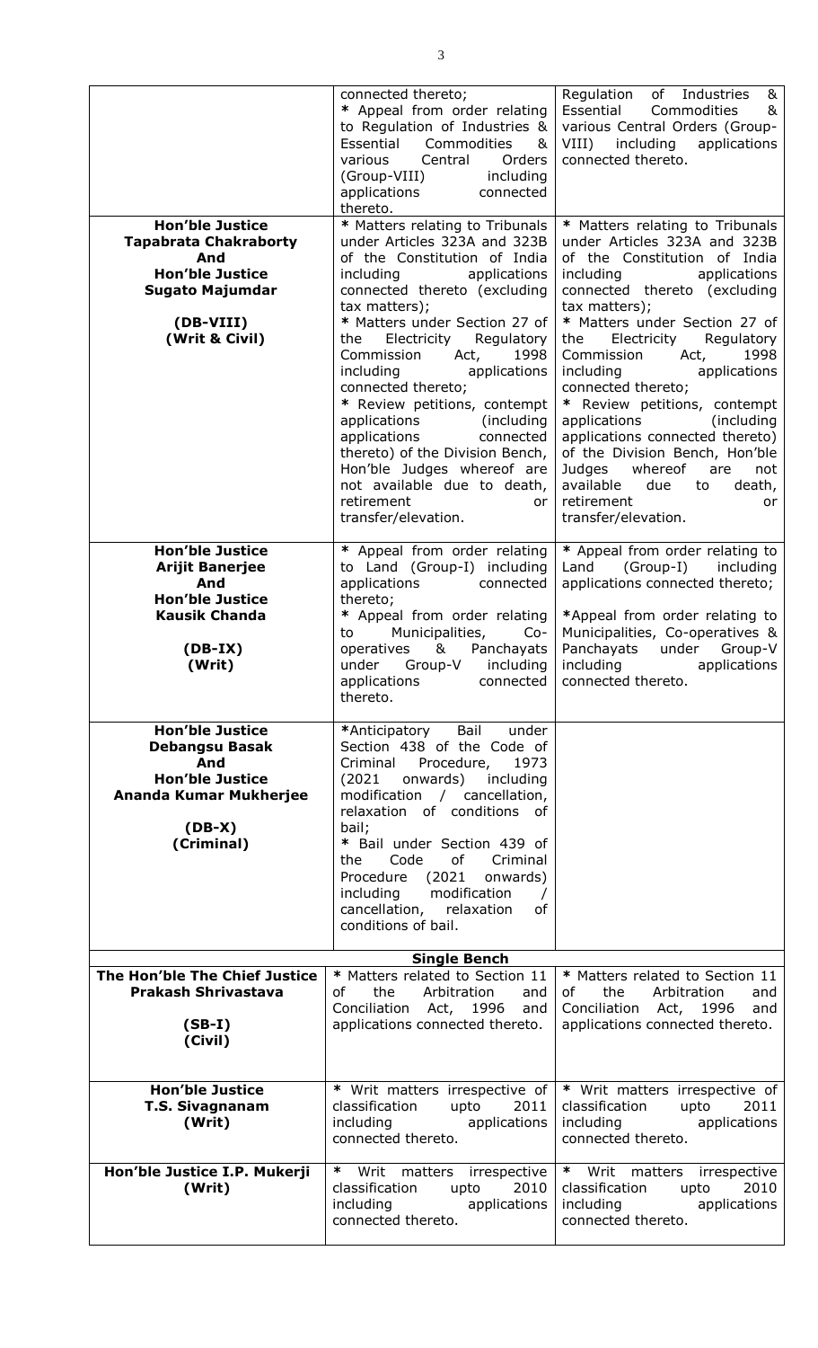| | | |
|---|---|---|
| | connected thereto;<br>* Appeal from order relating to Regulation of Industries & Essential Commodities & various Central Orders (Group-VIII) including applications connected thereto. | Regulation of Industries & Essential Commodities & various Central Orders (Group-VIII) including applications connected thereto. |
| **Hon'ble Justice Tapabrata Chakraborty And Hon'ble Justice Sugato Majumdar**<br><br>**(DB-VIII)**<br>**(Writ & Civil)** | * Matters relating to Tribunals under Articles 323A and 323B of the Constitution of India including applications connected thereto (excluding tax matters);<br>* Matters under Section 27 of the Electricity Regulatory Commission Act, 1998 including applications connected thereto;<br>* Review petitions, contempt applications (including applications connected thereto) of the Division Bench, Hon'ble Judges whereof are not available due to death, retirement or transfer/elevation. | * Matters relating to Tribunals under Articles 323A and 323B of the Constitution of India including applications connected thereto (excluding tax matters);<br>* Matters under Section 27 of the Electricity Regulatory Commission Act, 1998 including applications connected thereto;<br>* Review petitions, contempt applications (including applications connected thereto) of the Division Bench, Hon'ble Judges whereof are not available due to death, retirement or transfer/elevation. |
| **Hon'ble Justice Arijit Banerjee And Hon'ble Justice Kausik Chanda**<br><br>**(DB-IX)**<br>**(Writ)** | * Appeal from order relating to Land (Group-I) including applications connected thereto;<br>* Appeal from order relating to Municipalities, Co-operatives & Panchayats under Group-V including applications connected thereto. | * Appeal from order relating to Land (Group-I) including applications connected thereto;<br>*Appeal from order relating to Municipalities, Co-operatives & Panchayats under Group-V including applications connected thereto. |
| **Hon'ble Justice Debangsu Basak And Hon'ble Justice Ananda Kumar Mukherjee**<br><br>**(DB-X)**<br>**(Criminal)** | *Anticipatory Bail under Section 438 of the Code of Criminal Procedure, 1973 (2021 onwards) including modification / cancellation, relaxation of conditions of bail;<br>* Bail under Section 439 of the Code of Criminal Procedure (2021 onwards) including modification / cancellation, relaxation of conditions of bail. | |
| | **Single Bench** | |
| **The Hon'ble The Chief Justice Prakash Shrivastava**<br><br>**(SB-I)**<br>**(Civil)** | * Matters related to Section 11 of the Arbitration and Conciliation Act, 1996 and applications connected thereto. | * Matters related to Section 11 of the Arbitration and Conciliation Act, 1996 and applications connected thereto. |
| **Hon'ble Justice T.S. Sivagnanam**<br>**(Writ)** | * Writ matters irrespective of classification upto 2011 including applications connected thereto. | * Writ matters irrespective of classification upto 2011 including applications connected thereto. |
| **Hon'ble Justice I.P. Mukerji**<br>**(Writ)** | * Writ matters irrespective classification upto 2010 including applications connected thereto. | * Writ matters irrespective classification upto 2010 including applications connected thereto. |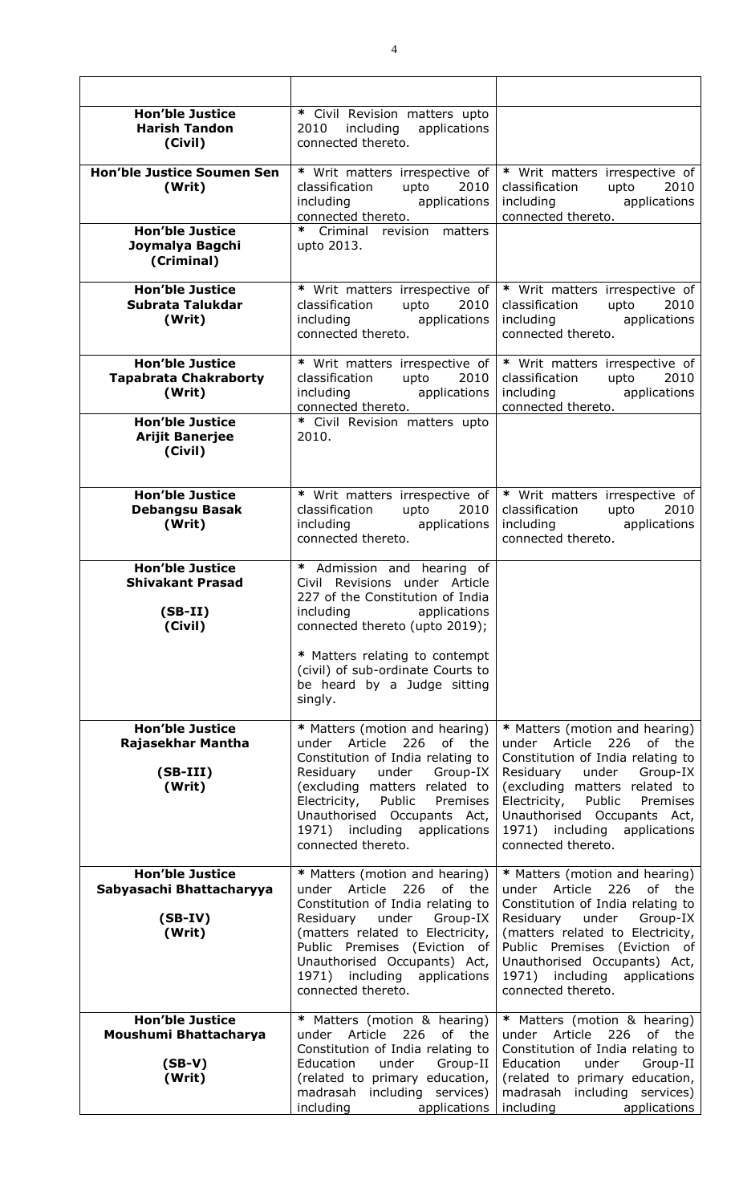| | | |
|---|---|---|
| **Hon'ble Justice Harish Tandon (Civil)** | * Civil Revision matters upto 2010 including applications connected thereto. | |
| **Hon'ble Justice Soumen Sen (Writ)** | * Writ matters irrespective of classification upto 2010 including applications connected thereto. | * Writ matters irrespective of classification upto 2010 including applications connected thereto. |
| **Hon'ble Justice Joymalya Bagchi (Criminal)** | * Criminal revision matters upto 2013. | |
| **Hon'ble Justice Subrata Talukdar (Writ)** | * Writ matters irrespective of classification upto 2010 including applications connected thereto. | * Writ matters irrespective of classification upto 2010 including applications connected thereto. |
| **Hon'ble Justice Tapabrata Chakraborty (Writ)** | * Writ matters irrespective of classification upto 2010 including applications connected thereto. | * Writ matters irrespective of classification upto 2010 including applications connected thereto. |
| **Hon'ble Justice Arijit Banerjee (Civil)** | * Civil Revision matters upto 2010. | |
| **Hon'ble Justice Debangsu Basak (Writ)** | * Writ matters irrespective of classification upto 2010 including applications connected thereto. | * Writ matters irrespective of classification upto 2010 including applications connected thereto. |
| **Hon'ble Justice Shivakant Prasad (SB-II) (Civil)** | * Admission and hearing of Civil Revisions under Article 227 of the Constitution of India including applications connected thereto (upto 2019);<br><br>* Matters relating to contempt (civil) of sub-ordinate Courts to be heard by a Judge sitting singly. | |
| **Hon'ble Justice Rajasekhar Mantha (SB-III) (Writ)** | * Matters (motion and hearing) under Article 226 of the Constitution of India relating to Residuary under Group-IX (excluding matters related to Electricity, Public Premises Unauthorised Occupants Act, 1971) including applications connected thereto. | * Matters (motion and hearing) under Article 226 of the Constitution of India relating to Residuary under Group-IX (excluding matters related to Electricity, Public Premises Unauthorised Occupants Act, 1971) including applications connected thereto. |
| **Hon'ble Justice Sabyasachi Bhattacharyya (SB-IV) (Writ)** | * Matters (motion and hearing) under Article 226 of the Constitution of India relating to Residuary under Group-IX (matters related to Electricity, Public Premises (Eviction of Unauthorised Occupants) Act, 1971) including applications connected thereto. | * Matters (motion and hearing) under Article 226 of the Constitution of India relating to Residuary under Group-IX (matters related to Electricity, Public Premises (Eviction of Unauthorised Occupants) Act, 1971) including applications connected thereto. |
| **Hon'ble Justice Moushumi Bhattacharya (SB-V) (Writ)** | * Matters (motion & hearing) under Article 226 of the Constitution of India relating to Education under Group-II (related to primary education, madrasah including services) including applications | * Matters (motion & hearing) under Article 226 of the Constitution of India relating to Education under Group-II (related to primary education, madrasah including services) including applications |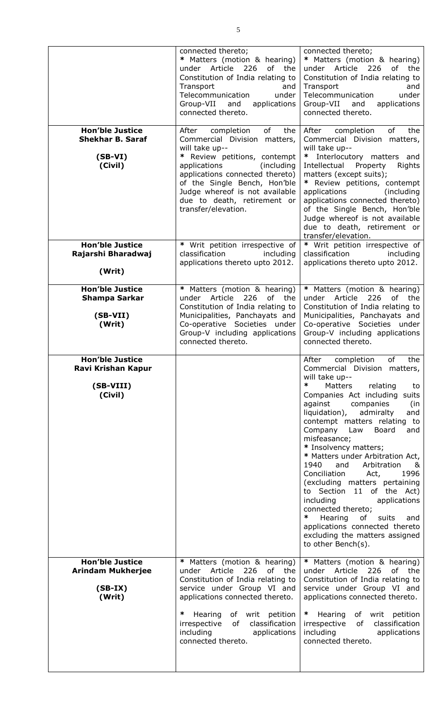| | | |
|---|---|---|
| | connected thereto;<br>* Matters (motion & hearing) under Article 226 of the Constitution of India relating to Transport and Telecommunication under Group-VII and applications connected thereto. | connected thereto;<br>* Matters (motion & hearing) under Article 226 of the Constitution of India relating to Transport and Telecommunication under Group-VII and applications connected thereto. |
| **Hon'ble Justice Shekhar B. Saraf**<br><br>**(SB-VI)**<br>**(Civil)** | After completion of the Commercial Division matters, will take up--<br>* Review petitions, contempt applications (including applications connected thereto) of the Single Bench, Hon'ble Judge whereof is not available due to death, retirement or transfer/elevation. | After completion of the Commercial Division matters, will take up--<br>* Interlocutory matters and Intellectual Property Rights matters (except suits);<br>* Review petitions, contempt applications (including applications connected thereto) of the Single Bench, Hon'ble Judge whereof is not available due to death, retirement or transfer/elevation. |
| **Hon'ble Justice Rajarshi Bharadwaj**<br><br>**(Writ)** | * Writ petition irrespective of classification including applications thereto upto 2012. | * Writ petition irrespective of classification including applications thereto upto 2012. |
| **Hon'ble Justice Shampa Sarkar**<br><br>**(SB-VII)**<br>**(Writ)** | * Matters (motion & hearing) under Article 226 of the Constitution of India relating to Municipalities, Panchayats and Co-operative Societies under Group-V including applications connected thereto. | * Matters (motion & hearing) under Article 226 of the Constitution of India relating to Municipalities, Panchayats and Co-operative Societies under Group-V including applications connected thereto. |
| **Hon'ble Justice Ravi Krishan Kapur**<br><br>**(SB-VIII)**<br>**(Civil)** | | After completion of the Commercial Division matters, will take up--<br>* Matters relating to Companies Act including suits against companies (in liquidation), admiralty and contempt matters relating to Company Law Board and misfeasance;<br>* Insolvency matters;<br>* Matters under Arbitration Act, 1940 and Arbitration & Conciliation Act, 1996 (excluding matters pertaining to Section 11 of the Act) including applications connected thereto;<br>* Hearing of suits and applications connected thereto excluding the matters assigned to other Bench(s). |
| **Hon'ble Justice Arindam Mukherjee**<br><br>**(SB-IX)**<br>**(Writ)** | * Matters (motion & hearing) under Article 226 of the Constitution of India relating to service under Group VI and applications connected thereto.<br><br>* Hearing of writ petition irrespective of classification including applications connected thereto. | * Matters (motion & hearing) under Article 226 of the Constitution of India relating to service under Group VI and applications connected thereto.<br><br>* Hearing of writ petition irrespective of classification including applications connected thereto. |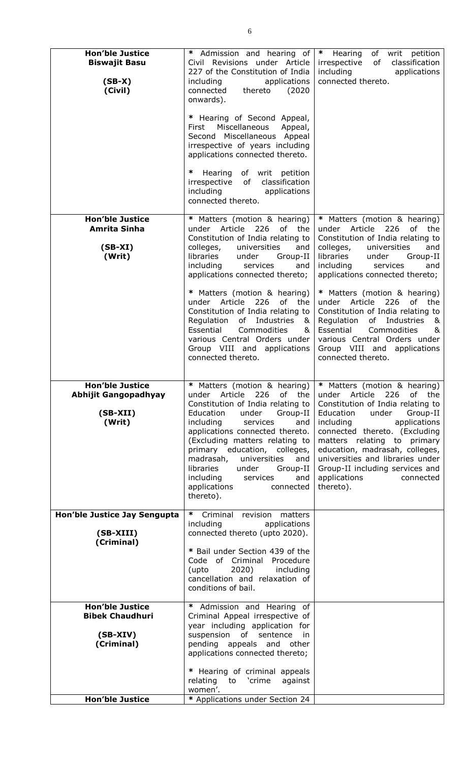| | | |
|---|---|---|
| **Hon'ble Justice Biswajit Basu**<br><br>**(SB-X)**<br>**(Civil)** | * Admission and hearing of Civil Revisions under Article 227 of the Constitution of India including applications connected thereto (2020 onwards).<br><br>* Hearing of Second Appeal, First Miscellaneous Appeal, Second Miscellaneous Appeal irrespective of years including applications connected thereto.<br><br>* Hearing of writ petition irrespective of classification including applications connected thereto. | * Hearing of writ petition irrespective of classification including applications connected thereto. |
| **Hon'ble Justice Amrita Sinha**<br><br>**(SB-XI)**<br>**(Writ)** | * Matters (motion & hearing) under Article 226 of the Constitution of India relating to colleges, universities and libraries under Group-II including services and applications connected thereto;<br><br>* Matters (motion & hearing) under Article 226 of the Constitution of India relating to Regulation of Industries & Essential Commodities & various Central Orders under Group VIII and applications connected thereto. | * Matters (motion & hearing) under Article 226 of the Constitution of India relating to colleges, universities and libraries under Group-II including services and applications connected thereto;<br><br>* Matters (motion & hearing) under Article 226 of the Constitution of India relating to Regulation of Industries & Essential Commodities & various Central Orders under Group VIII and applications connected thereto. |
| **Hon'ble Justice Abhijit Gangopadhyay**<br><br>**(SB-XII)**<br>**(Writ)** | * Matters (motion & hearing) under Article 226 of the Constitution of India relating to Education under Group-II including services and applications connected thereto. (Excluding matters relating to primary education, colleges, madrasah, universities and libraries under Group-II including services and applications connected thereto). | * Matters (motion & hearing) under Article 226 of the Constitution of India relating to Education under Group-II including applications connected thereto. (Excluding matters relating to primary education, madrasah, colleges, universities and libraries under Group-II including services and applications connected thereto). |
| **Hon'ble Justice Jay Sengupta**<br><br>**(SB-XIII)**<br>**(Criminal)** | * Criminal revision matters including applications connected thereto (upto 2020).<br><br>* Bail under Section 439 of the Code of Criminal Procedure (upto 2020) including cancellation and relaxation of conditions of bail. | |
| **Hon'ble Justice Bibek Chaudhuri**<br><br>**(SB-XIV)**<br>**(Criminal)** | * Admission and Hearing of Criminal Appeal irrespective of year including application for suspension of sentence in pending appeals and other applications connected thereto;<br><br>* Hearing of criminal appeals relating to 'crime against women'. | |
| **Hon'ble Justice** | * Applications under Section 24 | |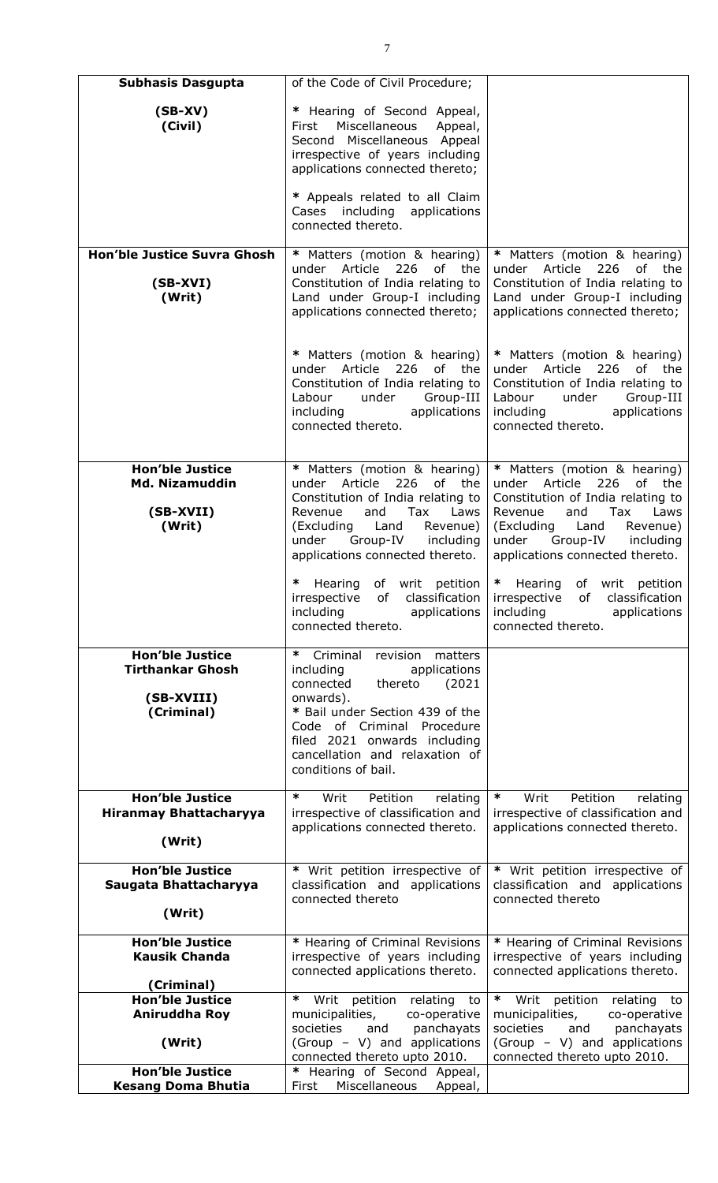| | | |
|---|---|---|
| **Subhasis Dasgupta**<br><br>**(SB-XV)**<br>**(Civil)** | of the Code of Civil Procedure;<br><br>* Hearing of Second Appeal, First Miscellaneous Appeal, Second Miscellaneous Appeal irrespective of years including applications connected thereto;<br><br>* Appeals related to all Claim Cases including applications connected thereto. | |
| **Hon'ble Justice Suvra Ghosh**<br><br>**(SB-XVI)**<br>**(Writ)** | * Matters (motion & hearing) under Article 226 of the Constitution of India relating to Land under Group-I including applications connected thereto;<br><br>* Matters (motion & hearing) under Article 226 of the Constitution of India relating to Labour under Group-III including applications connected thereto. | * Matters (motion & hearing) under Article 226 of the Constitution of India relating to Land under Group-I including applications connected thereto;<br><br>* Matters (motion & hearing) under Article 226 of the Constitution of India relating to Labour under Group-III including applications connected thereto. |
| **Hon'ble Justice**<br>**Md. Nizamuddin**<br><br>**(SB-XVII)**<br>**(Writ)** | * Matters (motion & hearing) under Article 226 of the Constitution of India relating to Revenue and Tax Laws (Excluding Land Revenue) under Group-IV including applications connected thereto.<br><br>* Hearing of writ petition irrespective of classification including applications connected thereto. | * Matters (motion & hearing) under Article 226 of the Constitution of India relating to Revenue and Tax Laws (Excluding Land Revenue) under Group-IV including applications connected thereto.<br><br>* Hearing of writ petition irrespective of classification including applications connected thereto. |
| **Hon'ble Justice**<br>**Tirthankar Ghosh**<br><br>**(SB-XVIII)**<br>**(Criminal)** | * Criminal revision matters including applications connected thereto (2021 onwards).<br>* Bail under Section 439 of the Code of Criminal Procedure filed 2021 onwards including cancellation and relaxation of conditions of bail. | |
| **Hon'ble Justice**<br>**Hiranmay Bhattacharyya**<br><br>**(Writ)** | * Writ Petition relating irrespective of classification and applications connected thereto. | * Writ Petition relating irrespective of classification and applications connected thereto. |
| **Hon'ble Justice**<br>**Saugata Bhattacharyya**<br><br>**(Writ)** | * Writ petition irrespective of classification and applications connected thereto | * Writ petition irrespective of classification and applications connected thereto |
| **Hon'ble Justice**<br>**Kausik Chanda**<br><br>**(Criminal)** | * Hearing of Criminal Revisions irrespective of years including connected applications thereto. | * Hearing of Criminal Revisions irrespective of years including connected applications thereto. |
| **Hon'ble Justice**<br>**Aniruddha Roy**<br><br>**(Writ)** | * Writ petition relating to municipalities, co-operative societies and panchayats (Group – V) and applications connected thereto upto 2010. | * Writ petition relating to municipalities, co-operative societies and panchayats (Group – V) and applications connected thereto upto 2010. |
| **Hon'ble Justice**<br>**Kesang Doma Bhutia** | * Hearing of Second Appeal, First Miscellaneous Appeal, | |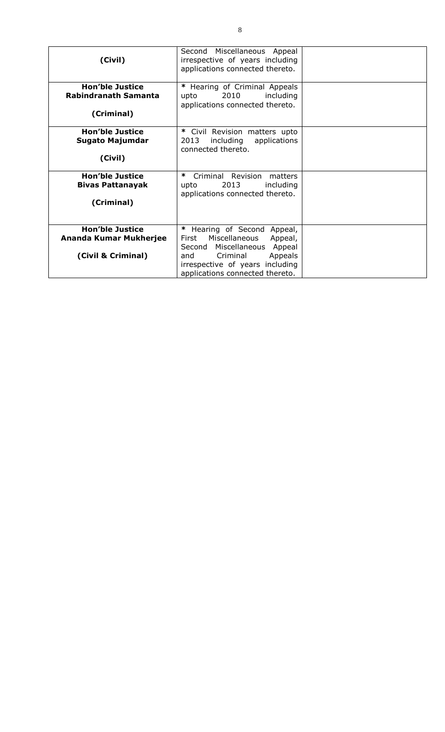| | | |
|---|---|---|
| **(Civil)** | Second Miscellaneous Appeal irrespective of years including applications connected thereto. | |
| **Hon'ble Justice Rabindranath Samanta**<br><br>**(Criminal)** | * Hearing of Criminal Appeals upto 2010 including applications connected thereto. | |
| **Hon'ble Justice Sugato Majumdar**<br><br>**(Civil)** | * Civil Revision matters upto 2013 including applications connected thereto. | |
| **Hon'ble Justice Bivas Pattanayak**<br><br>**(Criminal)** | * Criminal Revision matters upto 2013 including applications connected thereto. | |
| **Hon'ble Justice Ananda Kumar Mukherjee**<br><br>**(Civil & Criminal)** | * Hearing of Second Appeal, First Miscellaneous Appeal, Second Miscellaneous Appeal and Criminal Appeals irrespective of years including applications connected thereto. | |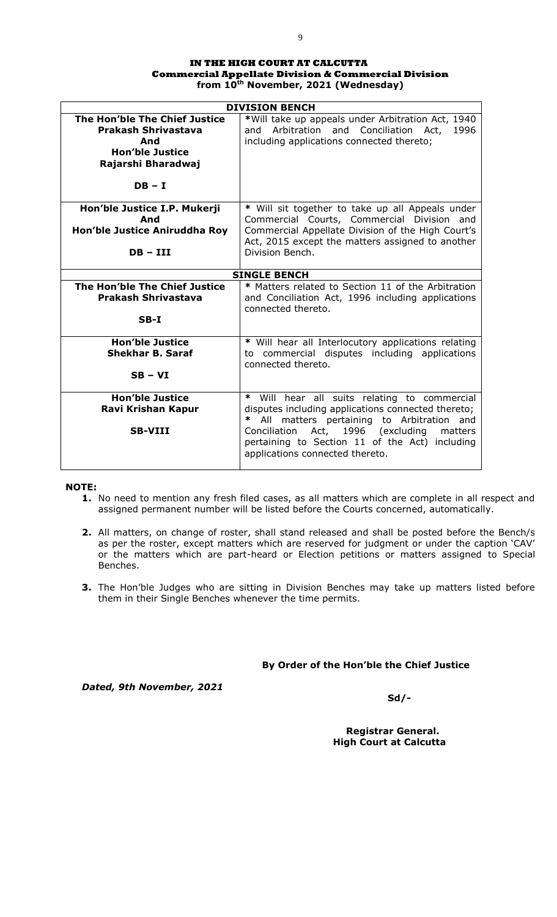**IN THE HIGH COURT AT CALCUTTA**
**Commercial Appellate Division & Commercial Division**
**from 10th November, 2021 (Wednesday)**

| **DIVISION BENCH** | |
|---|---|
| **The Hon'ble The Chief Justice Prakash Shrivastava And Hon'ble Justice Rajarshi Bharadwaj**<br><br>**DB – I** | *Will take up appeals under Arbitration Act, 1940 and Arbitration and Conciliation Act, 1996 including applications connected thereto; |
| **Hon'ble Justice I.P. Mukerji And Hon'ble Justice Aniruddha Roy**<br><br>**DB – III** | * Will sit together to take up all Appeals under Commercial Courts, Commercial Division and Commercial Appellate Division of the High Court's Act, 2015 except the matters assigned to another Division Bench. |
| **SINGLE BENCH** | |
| **The Hon'ble The Chief Justice Prakash Shrivastava**<br><br>**SB-I** | * Matters related to Section 11 of the Arbitration and Conciliation Act, 1996 including applications connected thereto. |
| **Hon'ble Justice Shekhar B. Saraf**<br><br>**SB – VI** | * Will hear all Interlocutory applications relating to commercial disputes including applications connected thereto. |
| **Hon'ble Justice Ravi Krishan Kapur**<br><br>**SB-VIII** | * Will hear all suits relating to commercial disputes including applications connected thereto;<br>* All matters pertaining to Arbitration and Conciliation Act, 1996 (excluding matters pertaining to Section 11 of the Act) including applications connected thereto. |

**NOTE:**

1. No need to mention any fresh filed cases, as all matters which are complete in all respect and assigned permanent number will be listed before the Courts concerned, automatically.

2. All matters, on change of roster, shall stand released and shall be posted before the Bench/s as per the roster, except matters which are reserved for judgment or under the caption 'CAV' or the matters which are part-heard or Election petitions or matters assigned to Special Benches.

3. The Hon'ble Judges who are sitting in Division Benches may take up matters listed before them in their Single Benches whenever the time permits.

**By Order of the Hon'ble the Chief Justice**

***Dated, 9th November, 2021***

**Sd/-**

**Registrar General.**
**High Court at Calcutta**